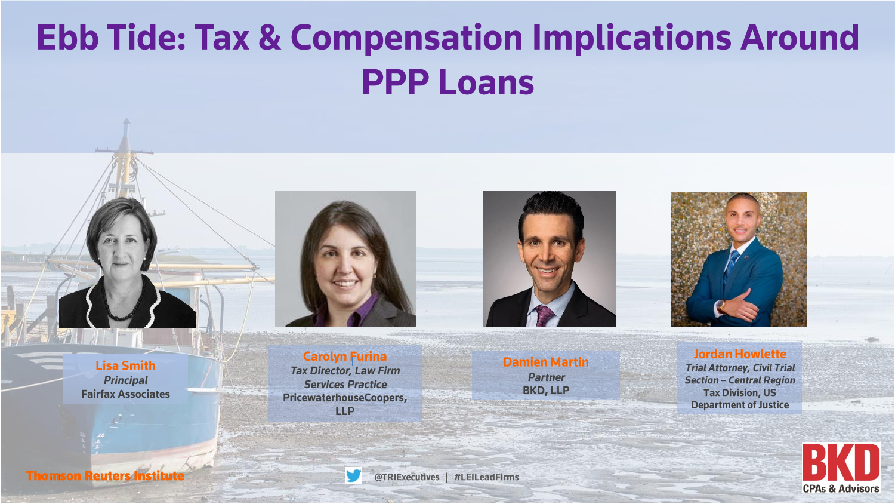# Ebb Tide: Tax & Compensation Implications Around PPP Loans

**Lisa Smith**
*Principal*
Fairfax Associates

**Carolyn Furina**
*Tax Director, Law Firm Services Practice*
PricewaterhouseCoopers, LLP

**Damien Martin**
*Partner*
BKD, LLP

**Jordan Howlette**
*Trial Attorney, Civil Trial Section – Central Region*
Tax Division, US Department of Justice

Thomson Reuters Institute

@TRIExecutives | #LEILeadFirms

BKD CPAs & Advisors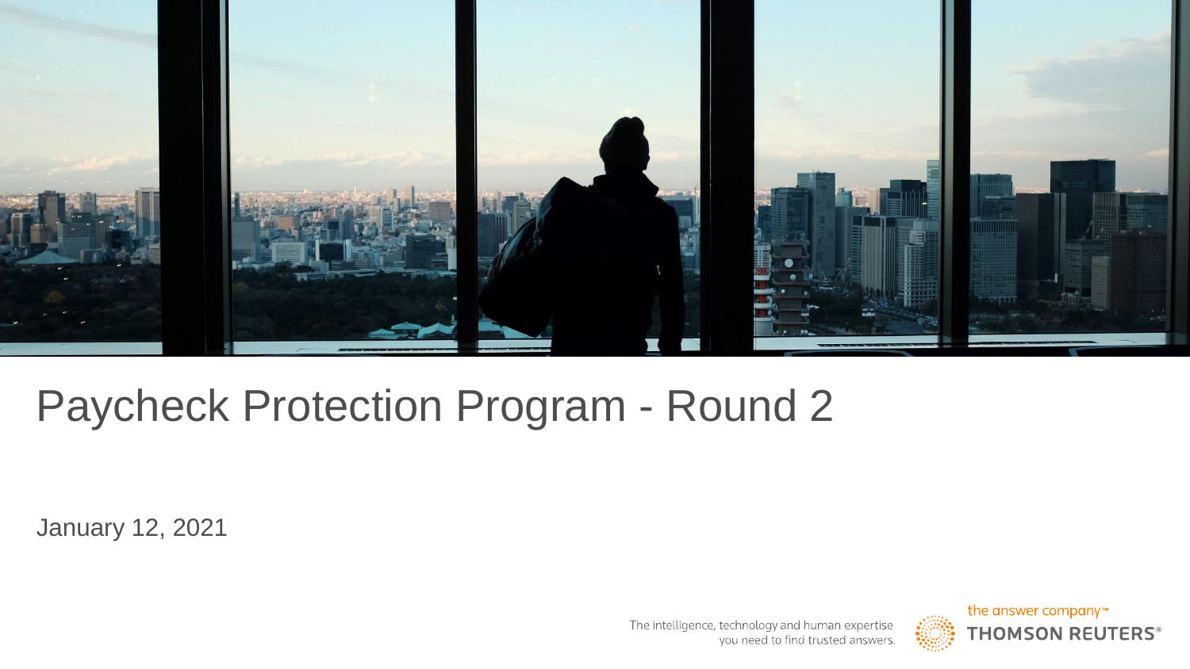# Paycheck Protection Program - Round 2

January 12, 2021

The intelligence, technology and human expertise you need to find trusted answers.

the answer company™ THOMSON REUTERS®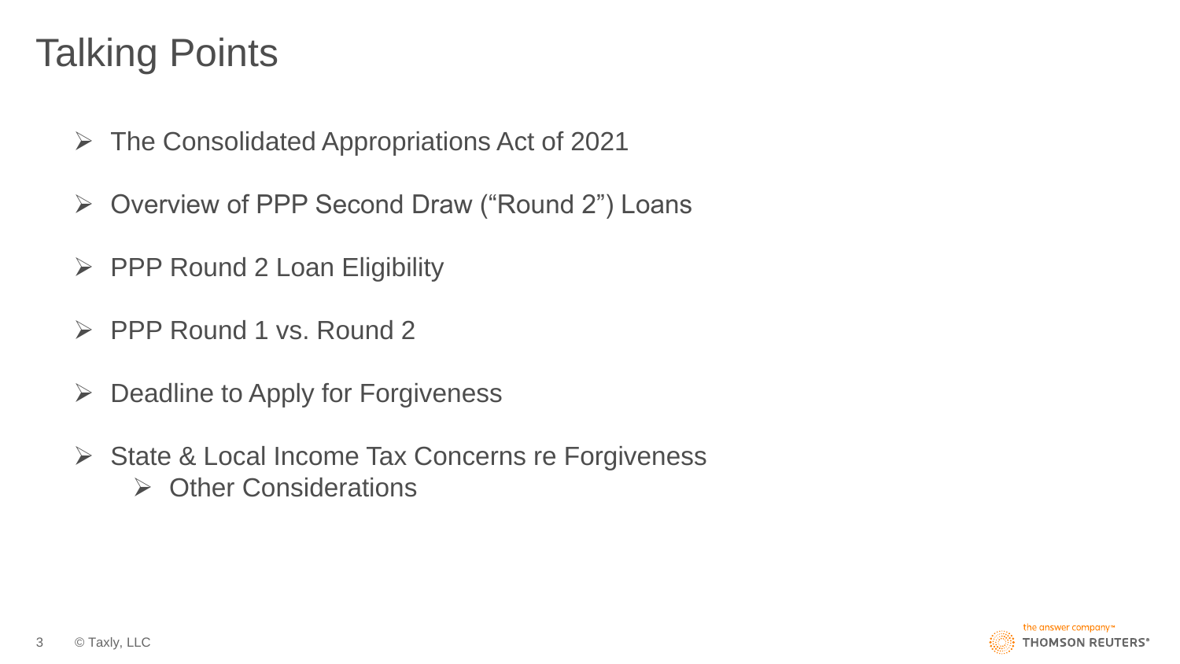# Talking Points

- The Consolidated Appropriations Act of 2021
- Overview of PPP Second Draw (“Round 2”) Loans
- PPP Round 2 Loan Eligibility
- PPP Round 1 vs. Round 2
- Deadline to Apply for Forgiveness
- State & Local Income Tax Concerns re Forgiveness
  - Other Considerations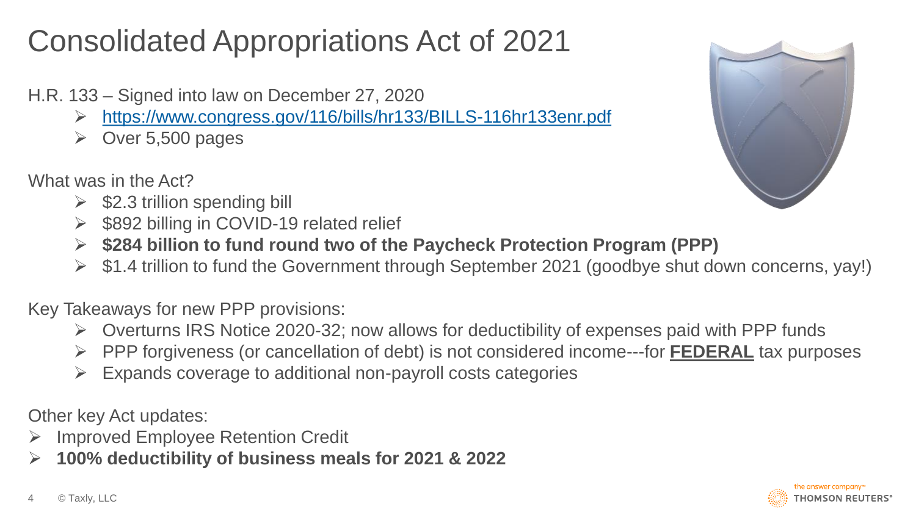# Consolidated Appropriations Act of 2021

H.R. 133 – Signed into law on December 27, 2020

- https://www.congress.gov/116/bills/hr133/BILLS-116hr133enr.pdf
- Over 5,500 pages

What was in the Act?

- $2.3 trillion spending bill
- $892 billing in COVID-19 related relief
- **$284 billion to fund round two of the Paycheck Protection Program (PPP)**
- $1.4 trillion to fund the Government through September 2021 (goodbye shut down concerns, yay!)

Key Takeaways for new PPP provisions:

- Overturns IRS Notice 2020-32; now allows for deductibility of expenses paid with PPP funds
- PPP forgiveness (or cancellation of debt) is not considered income---for **FEDERAL** tax purposes
- Expands coverage to additional non-payroll costs categories

Other key Act updates:

- Improved Employee Retention Credit
- **100% deductibility of business meals for 2021 & 2022**

© Taxly, LLC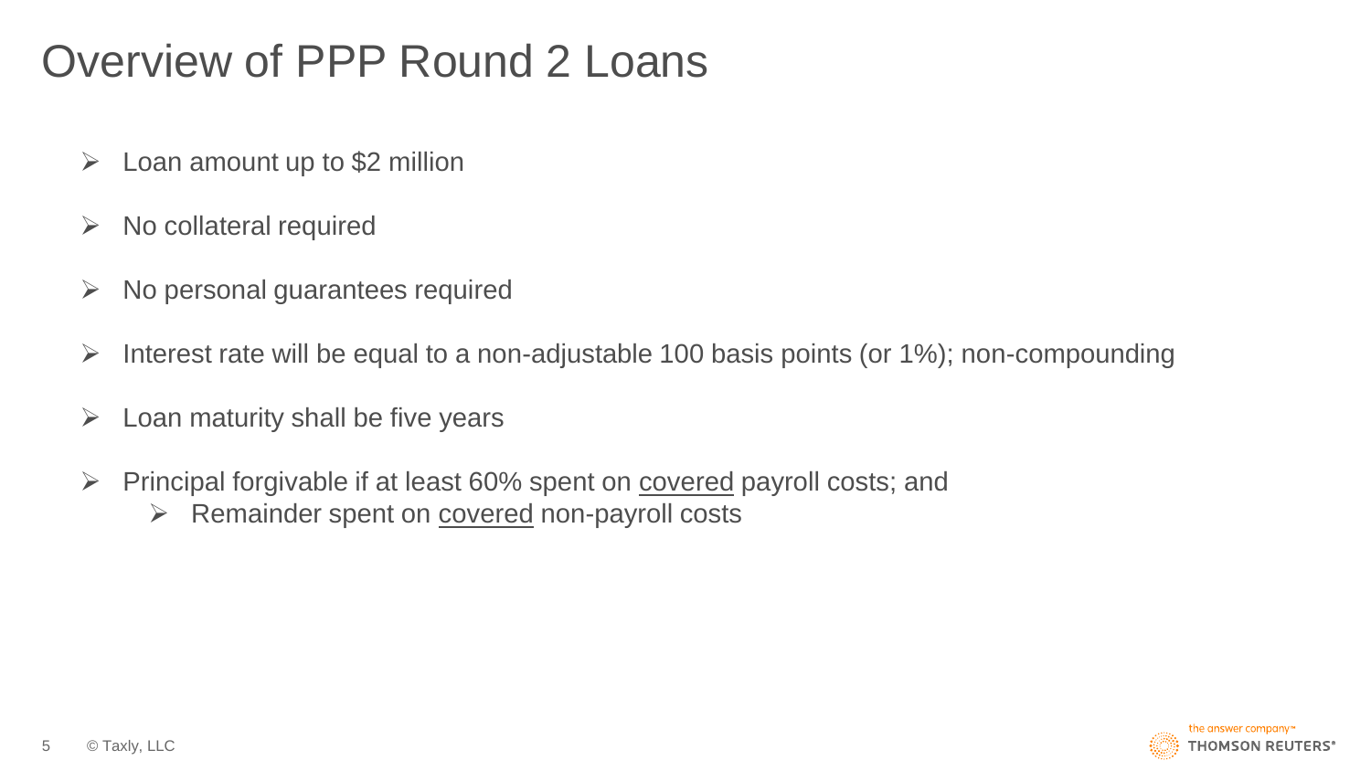# Overview of PPP Round 2 Loans

- Loan amount up to $2 million
- No collateral required
- No personal guarantees required
- Interest rate will be equal to a non-adjustable 100 basis points (or 1%); non-compounding
- Loan maturity shall be five years
- Principal forgivable if at least 60% spent on <u>covered</u> payroll costs; and
  - Remainder spent on <u>covered</u> non-payroll costs

© Taxly, LLC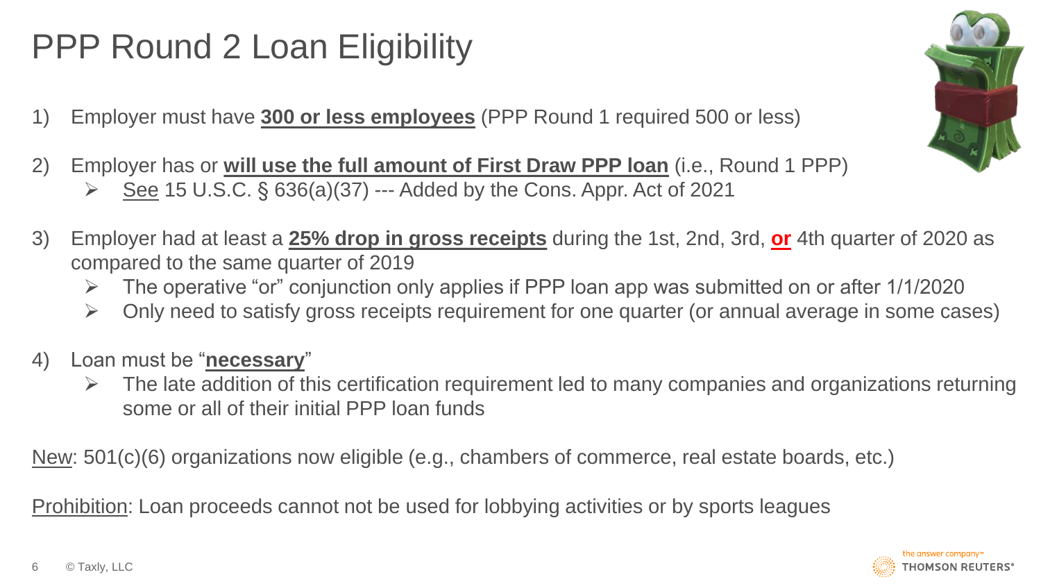# PPP Round 2 Loan Eligibility

1) Employer must have **300 or less employees** (PPP Round 1 required 500 or less)

2) Employer has or **will use the full amount of First Draw PPP loan** (i.e., Round 1 PPP)
   - See 15 U.S.C. § 636(a)(37) --- Added by the Cons. Appr. Act of 2021

3) Employer had at least a **25% drop in gross receipts** during the 1st, 2nd, 3rd, **or** 4th quarter of 2020 as compared to the same quarter of 2019
   - The operative "or" conjunction only applies if PPP loan app was submitted on or after 1/1/2020
   - Only need to satisfy gross receipts requirement for one quarter (or annual average in some cases)

4) Loan must be "**necessary**"
   - The late addition of this certification requirement led to many companies and organizations returning some or all of their initial PPP loan funds

New: 501(c)(6) organizations now eligible (e.g., chambers of commerce, real estate boards, etc.)

Prohibition: Loan proceeds cannot not be used for lobbying activities or by sports leagues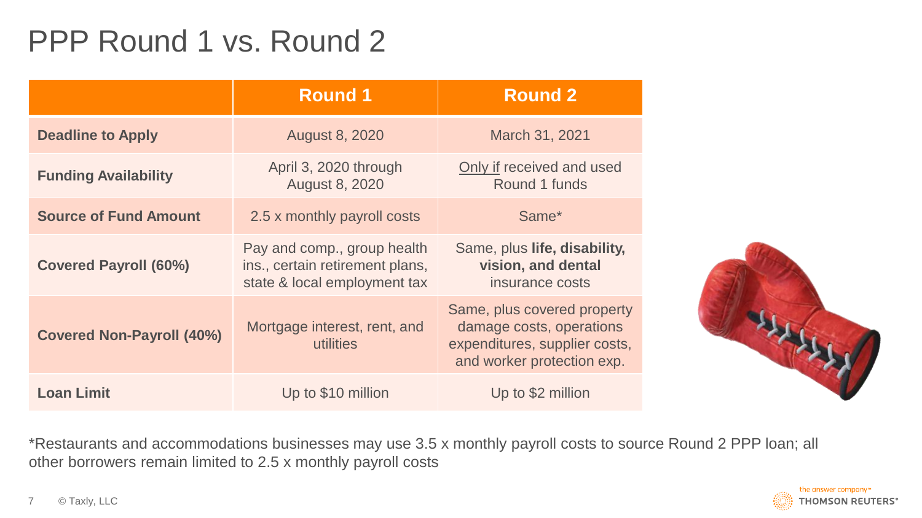# PPP Round 1 vs. Round 2

| | Round 1 | Round 2 |
|---|---|---|
| **Deadline to Apply** | August 8, 2020 | March 31, 2021 |
| **Funding Availability** | April 3, 2020 through August 8, 2020 | Only if received and used Round 1 funds |
| **Source of Fund Amount** | 2.5 x monthly payroll costs | Same* |
| **Covered Payroll (60%)** | Pay and comp., group health ins., certain retirement plans, state & local employment tax | Same, plus **life, disability, vision, and dental** insurance costs |
| **Covered Non-Payroll (40%)** | Mortgage interest, rent, and utilities | Same, plus covered property damage costs, operations expenditures, supplier costs, and worker protection exp. |
| **Loan Limit** | Up to $10 million | Up to $2 million |

*Restaurants and accommodations businesses may use 3.5 x monthly payroll costs to source Round 2 PPP loan; all other borrowers remain limited to 2.5 x monthly payroll costs

© Taxly, LLC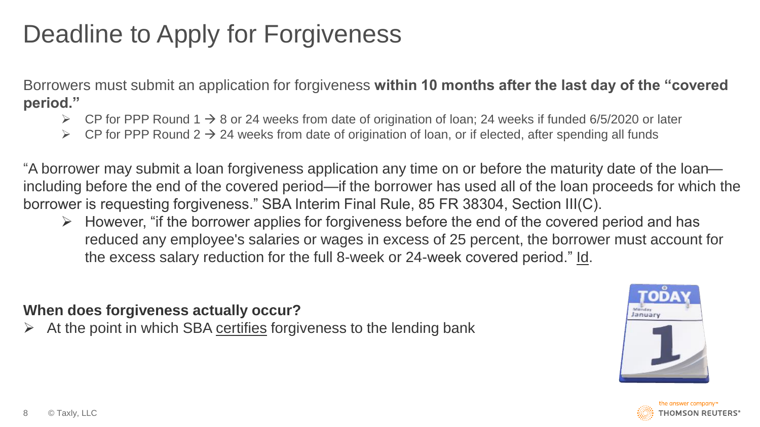# Deadline to Apply for Forgiveness

Borrowers must submit an application for forgiveness **within 10 months after the last day of the "covered period."**

- CP for PPP Round 1 → 8 or 24 weeks from date of origination of loan; 24 weeks if funded 6/5/2020 or later
- CP for PPP Round 2 → 24 weeks from date of origination of loan, or if elected, after spending all funds

"A borrower may submit a loan forgiveness application any time on or before the maturity date of the loan—including before the end of the covered period—if the borrower has used all of the loan proceeds for which the borrower is requesting forgiveness." SBA Interim Final Rule, 85 FR 38304, Section III(C).

- However, "if the borrower applies for forgiveness before the end of the covered period and has reduced any employee's salaries or wages in excess of 25 percent, the borrower must account for the excess salary reduction for the full 8-week or 24-week covered period." Id.

**When does forgiveness actually occur?**

- At the point in which SBA certifies forgiveness to the lending bank

© Taxly, LLC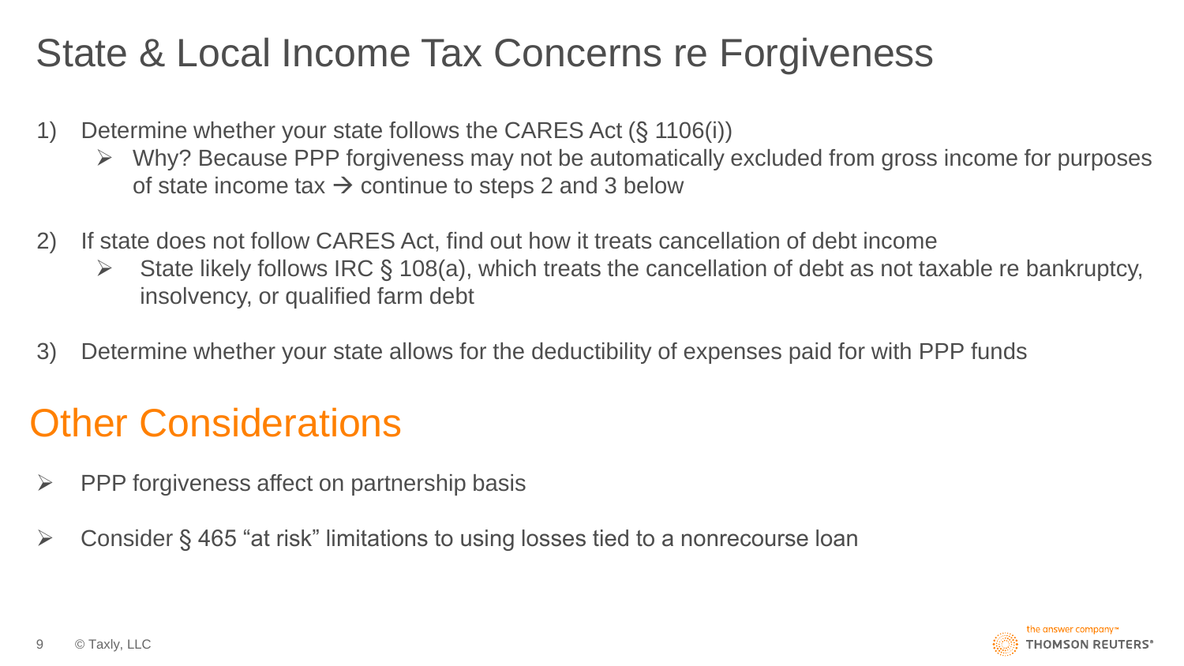# State & Local Income Tax Concerns re Forgiveness

1) Determine whether your state follows the CARES Act (§ 1106(i))
   - Why? Because PPP forgiveness may not be automatically excluded from gross income for purposes of state income tax → continue to steps 2 and 3 below

2) If state does not follow CARES Act, find out how it treats cancellation of debt income
   - State likely follows IRC § 108(a), which treats the cancellation of debt as not taxable re bankruptcy, insolvency, or qualified farm debt

3) Determine whether your state allows for the deductibility of expenses paid for with PPP funds

# Other Considerations

- PPP forgiveness affect on partnership basis
- Consider § 465 “at risk” limitations to using losses tied to a nonrecourse loan

© Taxly, LLC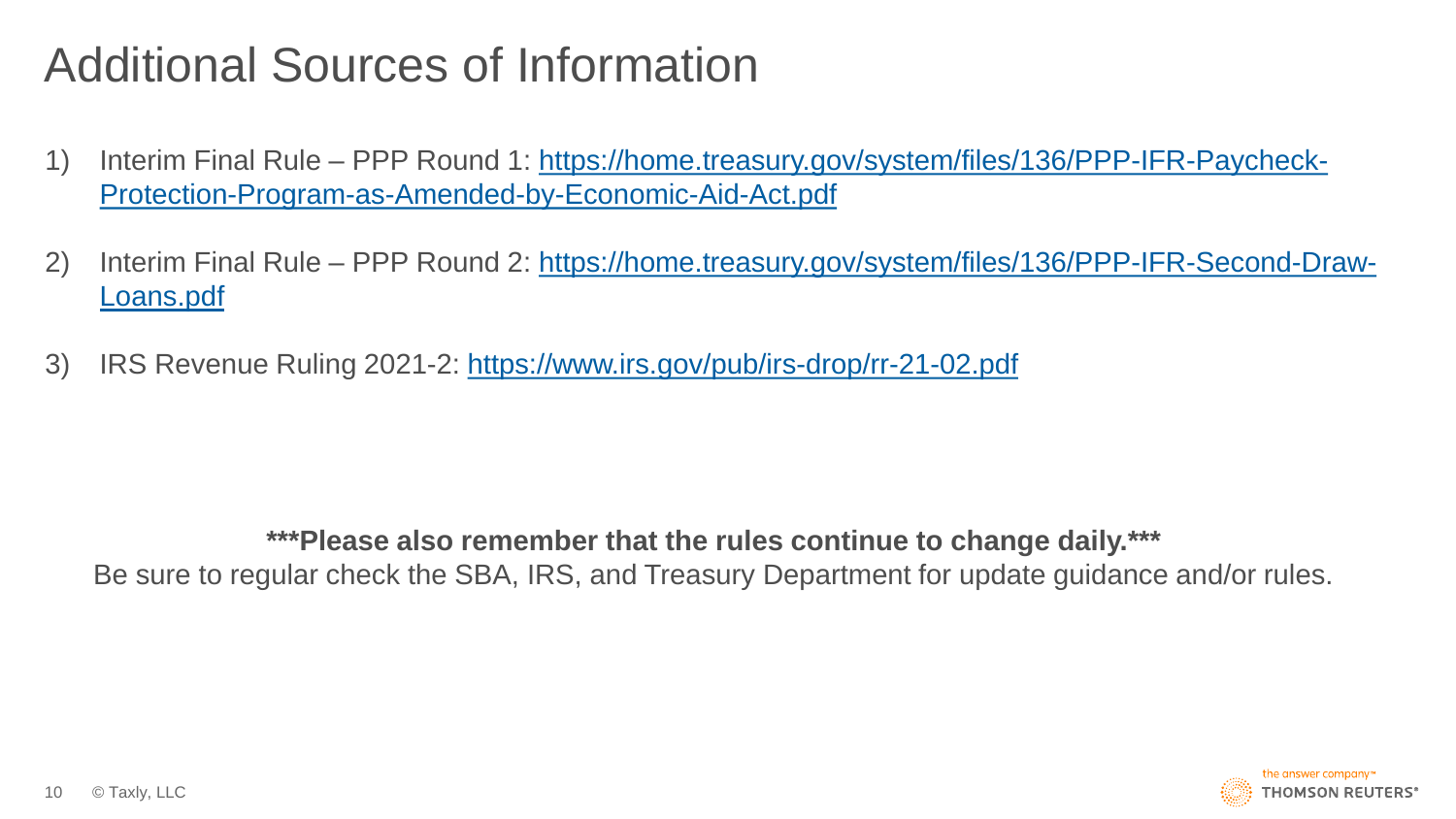# Additional Sources of Information

1) Interim Final Rule – PPP Round 1: https://home.treasury.gov/system/files/136/PPP-IFR-Paycheck-Protection-Program-as-Amended-by-Economic-Aid-Act.pdf

2) Interim Final Rule – PPP Round 2: https://home.treasury.gov/system/files/136/PPP-IFR-Second-Draw-Loans.pdf

3) IRS Revenue Ruling 2021-2: https://www.irs.gov/pub/irs-drop/rr-21-02.pdf

**\*\*\*Please also remember that the rules continue to change daily.\*\*\***

Be sure to regular check the SBA, IRS, and Treasury Department for update guidance and/or rules.

© Taxly, LLC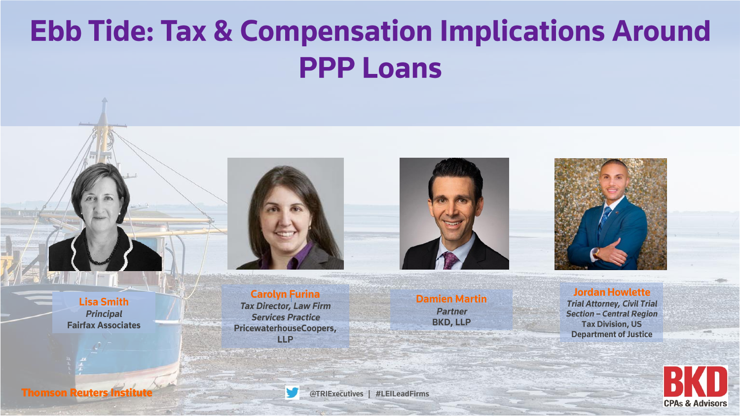# Ebb Tide: Tax & Compensation Implications Around PPP Loans

**Lisa Smith**
*Principal*
Fairfax Associates

**Carolyn Furina**
*Tax Director, Law Firm Services Practice*
PricewaterhouseCoopers, LLP

**Damien Martin**
*Partner*
BKD, LLP

**Jordan Howlette**
*Trial Attorney, Civil Trial Section – Central Region*
Tax Division, US Department of Justice

Thomson Reuters Institute

@TRIExecutives | #LEILeadFirms

BKD CPAs & Advisors